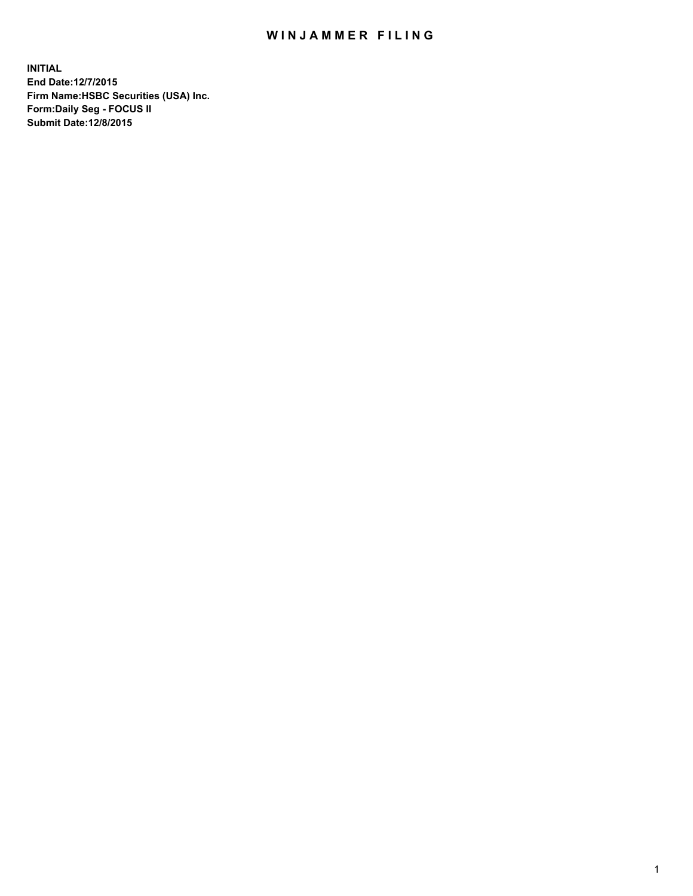# WINJAMMER FILING

**INITIAL**
**End Date:12/7/2015**
**Firm Name:HSBC Securities (USA) Inc.**
**Form:Daily Seg - FOCUS II**
**Submit Date:12/8/2015**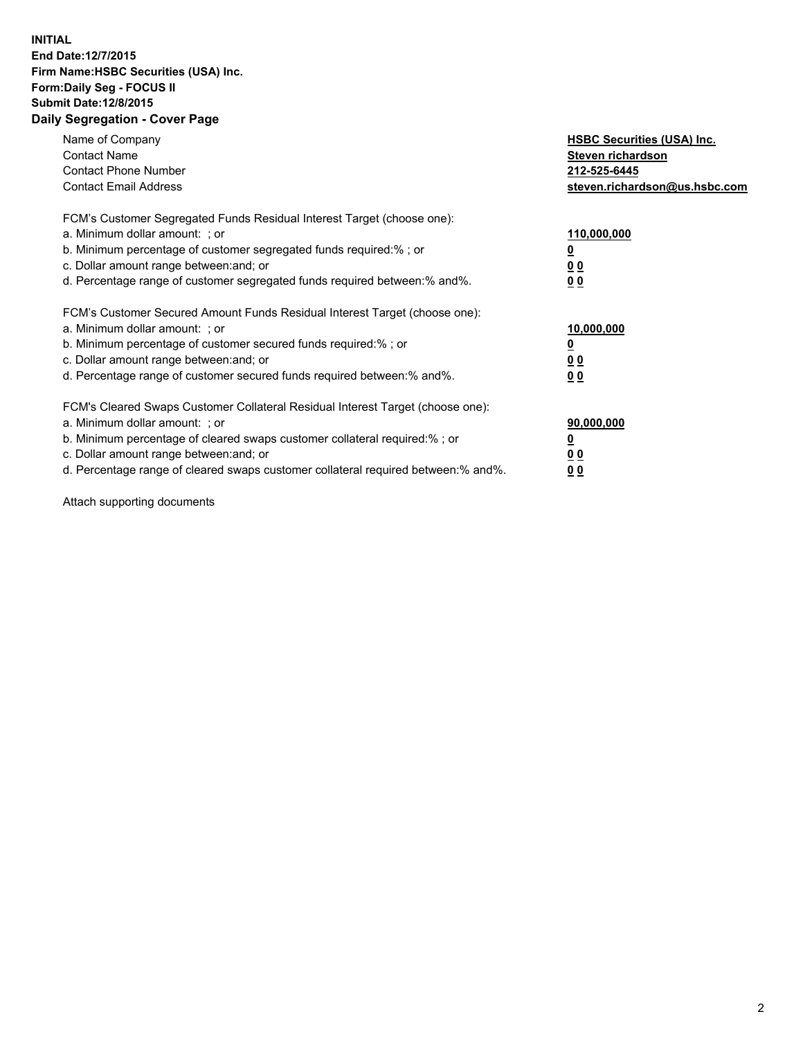**INITIAL**
**End Date:12/7/2015**
**Firm Name:HSBC Securities (USA) Inc.**
**Form:Daily Seg - FOCUS II**
**Submit Date:12/8/2015**

## Daily Segregation - Cover Page

| | |
|---|---|
| Name of Company | **HSBC Securities (USA) Inc.** |
| Contact Name | **Steven richardson** |
| Contact Phone Number | **212-525-6445** |
| Contact Email Address | **steven.richardson@us.hsbc.com** |

FCM's Customer Segregated Funds Residual Interest Target (choose one):

| | |
|---|---|
| a. Minimum dollar amount: ; or | **110,000,000** |
| b. Minimum percentage of customer segregated funds required:% ; or | **0** |
| c. Dollar amount range between:and; or | **0 0** |
| d. Percentage range of customer segregated funds required between:% and%. | **0 0** |

FCM's Customer Secured Amount Funds Residual Interest Target (choose one):

| | |
|---|---|
| a. Minimum dollar amount: ; or | **10,000,000** |
| b. Minimum percentage of customer secured funds required:% ; or | **0** |
| c. Dollar amount range between:and; or | **0 0** |
| d. Percentage range of customer secured funds required between:% and%. | **0 0** |

FCM's Cleared Swaps Customer Collateral Residual Interest Target (choose one):

| | |
|---|---|
| a. Minimum dollar amount: ; or | **90,000,000** |
| b. Minimum percentage of cleared swaps customer collateral required:% ; or | **0** |
| c. Dollar amount range between:and; or | **0 0** |
| d. Percentage range of cleared swaps customer collateral required between:% and%. | **0 0** |

Attach supporting documents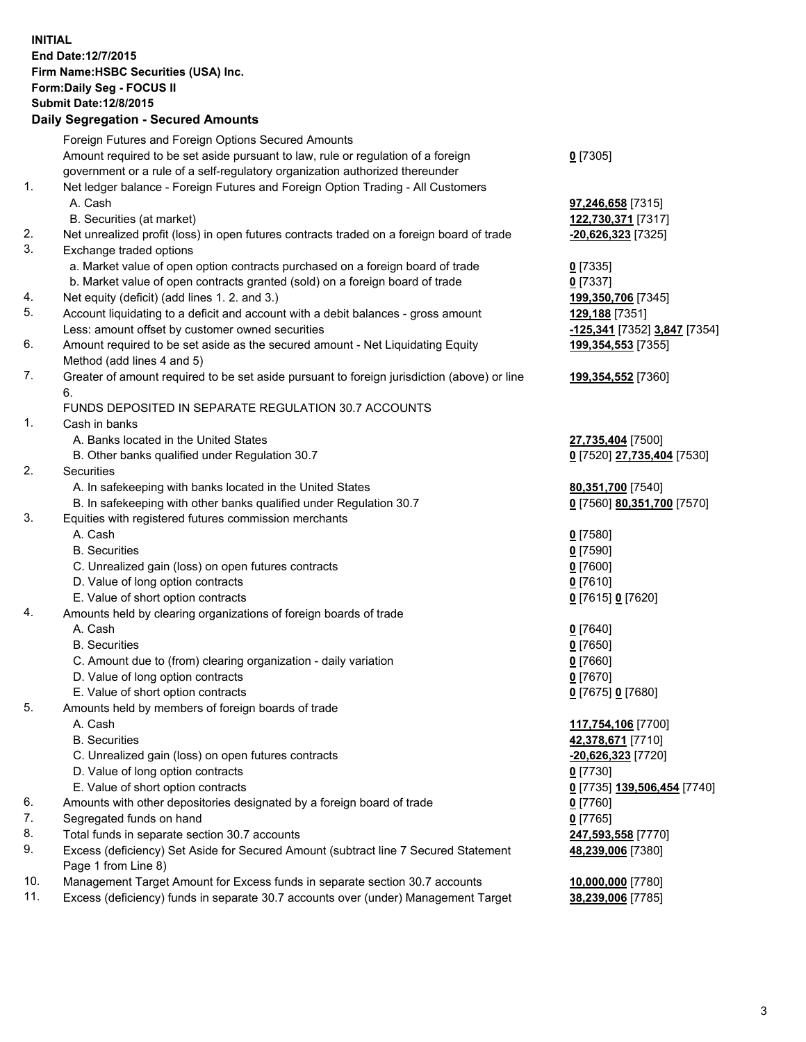**INITIAL**
**End Date:12/7/2015**
**Firm Name:HSBC Securities (USA) Inc.**
**Form:Daily Seg - FOCUS II**
**Submit Date:12/8/2015**

**Daily Segregation - Secured Amounts**

| | | |
|---|---|---|
| | Foreign Futures and Foreign Options Secured Amounts | |
| | Amount required to be set aside pursuant to law, rule or regulation of a foreign government or a rule of a self-regulatory organization authorized thereunder | **0** [7305] |
| 1. | Net ledger balance - Foreign Futures and Foreign Option Trading - All Customers | |
| | A. Cash | **97,246,658** [7315] |
| | B. Securities (at market) | **122,730,371** [7317] |
| 2. | Net unrealized profit (loss) in open futures contracts traded on a foreign board of trade | **-20,626,323** [7325] |
| 3. | Exchange traded options | |
| | a. Market value of open option contracts purchased on a foreign board of trade | **0** [7335] |
| | b. Market value of open contracts granted (sold) on a foreign board of trade | **0** [7337] |
| 4. | Net equity (deficit) (add lines 1. 2. and 3.) | **199,350,706** [7345] |
| 5. | Account liquidating to a deficit and account with a debit balances - gross amount | **129,188** [7351] |
| | Less: amount offset by customer owned securities | **-125,341** [7352] **3,847** [7354] |
| 6. | Amount required to be set aside as the secured amount - Net Liquidating Equity Method (add lines 4 and 5) | **199,354,553** [7355] |
| 7. | Greater of amount required to be set aside pursuant to foreign jurisdiction (above) or line 6. | **199,354,552** [7360] |
| | FUNDS DEPOSITED IN SEPARATE REGULATION 30.7 ACCOUNTS | |
| 1. | Cash in banks | |
| | A. Banks located in the United States | **27,735,404** [7500] |
| | B. Other banks qualified under Regulation 30.7 | **0** [7520] **27,735,404** [7530] |
| 2. | Securities | |
| | A. In safekeeping with banks located in the United States | **80,351,700** [7540] |
| | B. In safekeeping with other banks qualified under Regulation 30.7 | **0** [7560] **80,351,700** [7570] |
| 3. | Equities with registered futures commission merchants | |
| | A. Cash | **0** [7580] |
| | B. Securities | **0** [7590] |
| | C. Unrealized gain (loss) on open futures contracts | **0** [7600] |
| | D. Value of long option contracts | **0** [7610] |
| | E. Value of short option contracts | **0** [7615] **0** [7620] |
| 4. | Amounts held by clearing organizations of foreign boards of trade | |
| | A. Cash | **0** [7640] |
| | B. Securities | **0** [7650] |
| | C. Amount due to (from) clearing organization - daily variation | **0** [7660] |
| | D. Value of long option contracts | **0** [7670] |
| | E. Value of short option contracts | **0** [7675] **0** [7680] |
| 5. | Amounts held by members of foreign boards of trade | |
| | A. Cash | **117,754,106** [7700] |
| | B. Securities | **42,378,671** [7710] |
| | C. Unrealized gain (loss) on open futures contracts | **-20,626,323** [7720] |
| | D. Value of long option contracts | **0** [7730] |
| | E. Value of short option contracts | **0** [7735] **139,506,454** [7740] |
| 6. | Amounts with other depositories designated by a foreign board of trade | **0** [7760] |
| 7. | Segregated funds on hand | **0** [7765] |
| 8. | Total funds in separate section 30.7 accounts | **247,593,558** [7770] |
| 9. | Excess (deficiency) Set Aside for Secured Amount (subtract line 7 Secured Statement Page 1 from Line 8) | **48,239,006** [7380] |
| 10. | Management Target Amount for Excess funds in separate section 30.7 accounts | **10,000,000** [7780] |
| 11. | Excess (deficiency) funds in separate 30.7 accounts over (under) Management Target | **38,239,006** [7785] |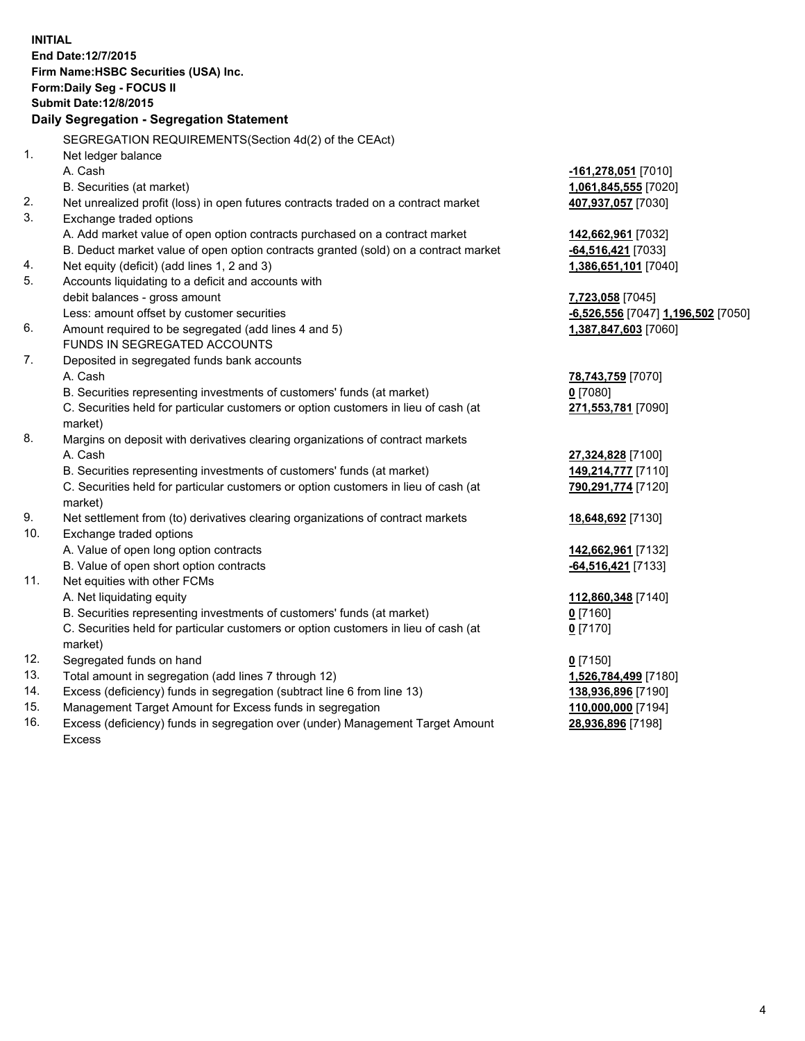**INITIAL**
**End Date:12/7/2015**
**Firm Name:HSBC Securities (USA) Inc.**
**Form:Daily Seg - FOCUS II**
**Submit Date:12/8/2015**

**Daily Segregation - Segregation Statement**

SEGREGATION REQUIREMENTS(Section 4d(2) of the CEAct)

| | | |
|---|---|---|
| 1. | Net ledger balance | |
| | A. Cash | **-161,278,051** [7010] |
| | B. Securities (at market) | **1,061,845,555** [7020] |
| 2. | Net unrealized profit (loss) in open futures contracts traded on a contract market | **407,937,057** [7030] |
| 3. | Exchange traded options | |
| | A. Add market value of open option contracts purchased on a contract market | **142,662,961** [7032] |
| | B. Deduct market value of open option contracts granted (sold) on a contract market | **-64,516,421** [7033] |
| 4. | Net equity (deficit) (add lines 1, 2 and 3) | **1,386,651,101** [7040] |
| 5. | Accounts liquidating to a deficit and accounts with debit balances - gross amount | **7,723,058** [7045] |
| | Less: amount offset by customer securities | **-6,526,556** [7047] **1,196,502** [7050] |
| 6. | Amount required to be segregated (add lines 4 and 5) | **1,387,847,603** [7060] |
| | FUNDS IN SEGREGATED ACCOUNTS | |
| 7. | Deposited in segregated funds bank accounts | |
| | A. Cash | **78,743,759** [7070] |
| | B. Securities representing investments of customers' funds (at market) | **0** [7080] |
| | C. Securities held for particular customers or option customers in lieu of cash (at market) | **271,553,781** [7090] |
| 8. | Margins on deposit with derivatives clearing organizations of contract markets | |
| | A. Cash | **27,324,828** [7100] |
| | B. Securities representing investments of customers' funds (at market) | **149,214,777** [7110] |
| | C. Securities held for particular customers or option customers in lieu of cash (at market) | **790,291,774** [7120] |
| 9. | Net settlement from (to) derivatives clearing organizations of contract markets | **18,648,692** [7130] |
| 10. | Exchange traded options | |
| | A. Value of open long option contracts | **142,662,961** [7132] |
| | B. Value of open short option contracts | **-64,516,421** [7133] |
| 11. | Net equities with other FCMs | |
| | A. Net liquidating equity | **112,860,348** [7140] |
| | B. Securities representing investments of customers' funds (at market) | **0** [7160] |
| | C. Securities held for particular customers or option customers in lieu of cash (at market) | **0** [7170] |
| 12. | Segregated funds on hand | **0** [7150] |
| 13. | Total amount in segregation (add lines 7 through 12) | **1,526,784,499** [7180] |
| 14. | Excess (deficiency) funds in segregation (subtract line 6 from line 13) | **138,936,896** [7190] |
| 15. | Management Target Amount for Excess funds in segregation | **110,000,000** [7194] |
| 16. | Excess (deficiency) funds in segregation over (under) Management Target Amount Excess | **28,936,896** [7198] |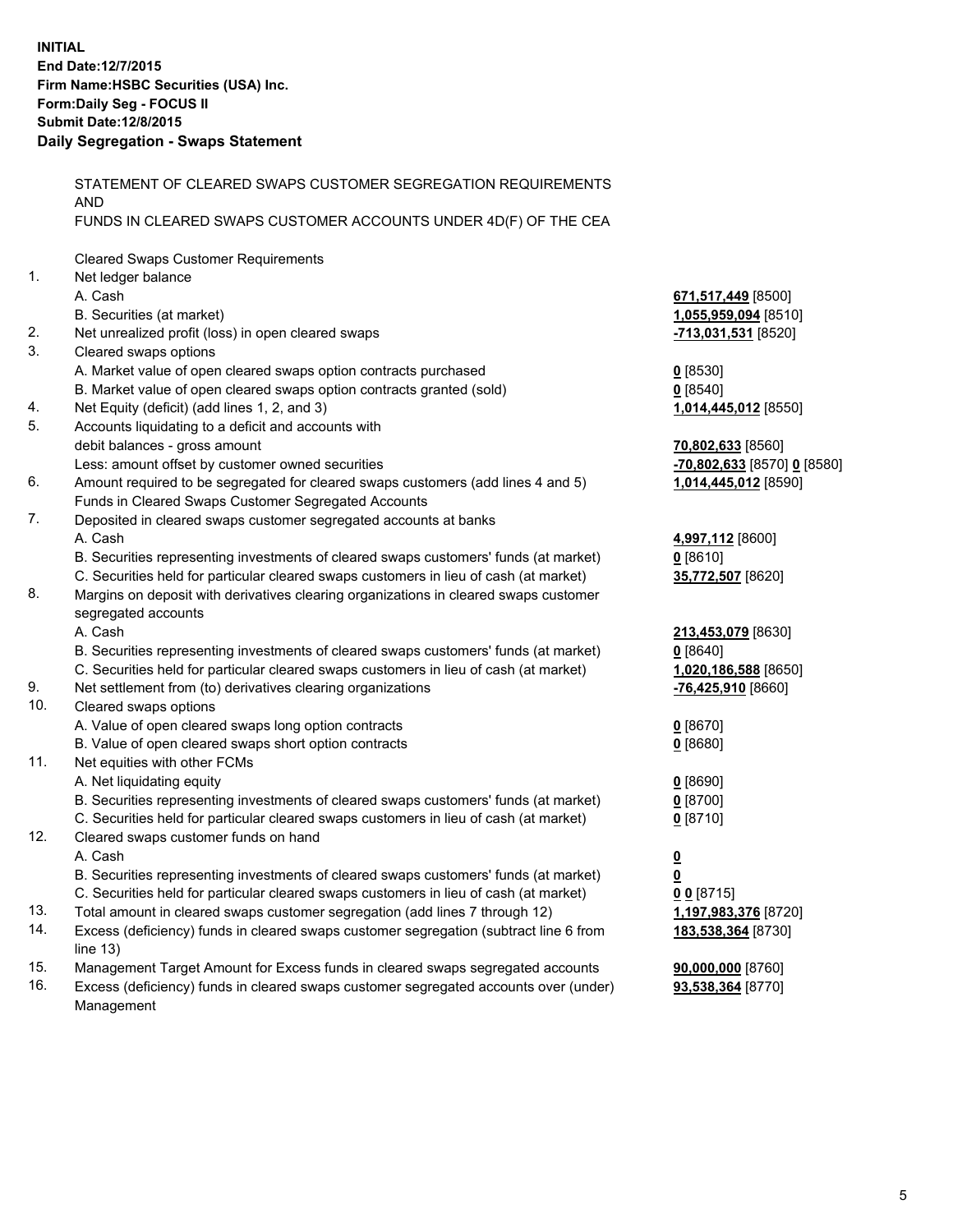**INITIAL**
**End Date:12/7/2015**
**Firm Name:HSBC Securities (USA) Inc.**
**Form:Daily Seg - FOCUS II**
**Submit Date:12/8/2015**
**Daily Segregation - Swaps Statement**

STATEMENT OF CLEARED SWAPS CUSTOMER SEGREGATION REQUIREMENTS AND FUNDS IN CLEARED SWAPS CUSTOMER ACCOUNTS UNDER 4D(F) OF THE CEA

| | | |
|---|---|---|
| | Cleared Swaps Customer Requirements | |
| 1. | Net ledger balance | |
| | A. Cash | **671,517,449** [8500] |
| | B. Securities (at market) | **1,055,959,094** [8510] |
| 2. | Net unrealized profit (loss) in open cleared swaps | **-713,031,531** [8520] |
| 3. | Cleared swaps options | |
| | A. Market value of open cleared swaps option contracts purchased | **0** [8530] |
| | B. Market value of open cleared swaps option contracts granted (sold) | **0** [8540] |
| 4. | Net Equity (deficit) (add lines 1, 2, and 3) | **1,014,445,012** [8550] |
| 5. | Accounts liquidating to a deficit and accounts with debit balances - gross amount | **70,802,633** [8560] |
| | Less: amount offset by customer owned securities | **-70,802,633** [8570] **0** [8580] |
| 6. | Amount required to be segregated for cleared swaps customers (add lines 4 and 5) | **1,014,445,012** [8590] |
| | Funds in Cleared Swaps Customer Segregated Accounts | |
| 7. | Deposited in cleared swaps customer segregated accounts at banks | |
| | A. Cash | **4,997,112** [8600] |
| | B. Securities representing investments of cleared swaps customers' funds (at market) | **0** [8610] |
| | C. Securities held for particular cleared swaps customers in lieu of cash (at market) | **35,772,507** [8620] |
| 8. | Margins on deposit with derivatives clearing organizations in cleared swaps customer segregated accounts | |
| | A. Cash | **213,453,079** [8630] |
| | B. Securities representing investments of cleared swaps customers' funds (at market) | **0** [8640] |
| | C. Securities held for particular cleared swaps customers in lieu of cash (at market) | **1,020,186,588** [8650] |
| 9. | Net settlement from (to) derivatives clearing organizations | **-76,425,910** [8660] |
| 10. | Cleared swaps options | |
| | A. Value of open cleared swaps long option contracts | **0** [8670] |
| | B. Value of open cleared swaps short option contracts | **0** [8680] |
| 11. | Net equities with other FCMs | |
| | A. Net liquidating equity | **0** [8690] |
| | B. Securities representing investments of cleared swaps customers' funds (at market) | **0** [8700] |
| | C. Securities held for particular cleared swaps customers in lieu of cash (at market) | **0** [8710] |
| 12. | Cleared swaps customer funds on hand | |
| | A. Cash | **0** |
| | B. Securities representing investments of cleared swaps customers' funds (at market) | **0** |
| | C. Securities held for particular cleared swaps customers in lieu of cash (at market) | **0** **0** [8715] |
| 13. | Total amount in cleared swaps customer segregation (add lines 7 through 12) | **1,197,983,376** [8720] |
| 14. | Excess (deficiency) funds in cleared swaps customer segregation (subtract line 6 from line 13) | **183,538,364** [8730] |
| 15. | Management Target Amount for Excess funds in cleared swaps segregated accounts | **90,000,000** [8760] |
| 16. | Excess (deficiency) funds in cleared swaps customer segregated accounts over (under) Management | **93,538,364** [8770] |